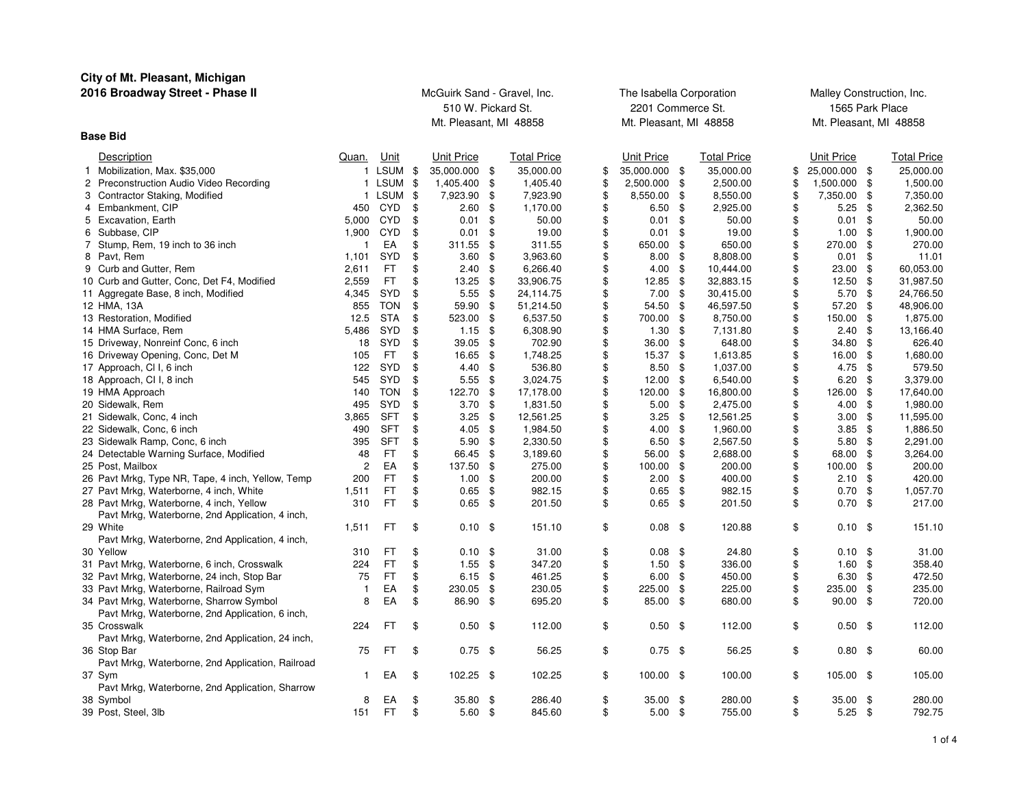**City of Mt. Pleasant, Michigan**
**2016 Broadway Street - Phase II**

**Base Bid**

| | Description | Quan. | Unit | McGuirk Sand - Gravel, Inc. 510 W. Pickard St. Mt. Pleasant, MI 48858 Unit Price | Total Price | The Isabella Corporation 2201 Commerce St. Mt. Pleasant, MI 48858 Unit Price | Total Price | Malley Construction, Inc. 1565 Park Place Mt. Pleasant, MI 48858 Unit Price | Total Price |
|---|---|---|---|---|---|---|---|---|---|
| 1 | Mobilization, Max. $35,000 | 1 | LSUM | $ 35,000.000 | $ 35,000.00 | $ 35,000.000 | $ 35,000.00 | $ 25,000.000 | $ 25,000.00 |
| 2 | Preconstruction Audio Video Recording | 1 | LSUM | $ 1,405.400 | $ 1,405.40 | $ 2,500.000 | $ 2,500.00 | $ 1,500.000 | $ 1,500.00 |
| 3 | Contractor Staking, Modified | 1 | LSUM | $ 7,923.90 | $ 7,923.90 | $ 8,550.00 | $ 8,550.00 | $ 7,350.00 | $ 7,350.00 |
| 4 | Embankment, CIP | 450 | CYD | $ 2.60 | $ 1,170.00 | $ 6.50 | $ 2,925.00 | $ 5.25 | $ 2,362.50 |
| 5 | Excavation, Earth | 5,000 | CYD | $ 0.01 | $ 50.00 | $ 0.01 | $ 50.00 | $ 0.01 | $ 50.00 |
| 6 | Subbase, CIP | 1,900 | CYD | $ 0.01 | $ 19.00 | $ 0.01 | $ 19.00 | $ 1.00 | $ 1,900.00 |
| 7 | Stump, Rem, 19 inch to 36 inch | 1 | EA | $ 311.55 | $ 311.55 | $ 650.00 | $ 650.00 | $ 270.00 | $ 270.00 |
| 8 | Pavt, Rem | 1,101 | SYD | $ 3.60 | $ 3,963.60 | $ 8.00 | $ 8,808.00 | $ 0.01 | $ 11.01 |
| 9 | Curb and Gutter, Rem | 2,611 | FT | $ 2.40 | $ 6,266.40 | $ 4.00 | $ 10,444.00 | $ 23.00 | $ 60,053.00 |
| 10 | Curb and Gutter, Conc, Det F4, Modified | 2,559 | FT | $ 13.25 | $ 33,906.75 | $ 12.85 | $ 32,883.15 | $ 12.50 | $ 31,987.50 |
| 11 | Aggregate Base, 8 inch, Modified | 4,345 | SYD | $ 5.55 | $ 24,114.75 | $ 7.00 | $ 30,415.00 | $ 5.70 | $ 24,766.50 |
| 12 | HMA, 13A | 855 | TON | $ 59.90 | $ 51,214.50 | $ 54.50 | $ 46,597.50 | $ 57.20 | $ 48,906.00 |
| 13 | Restoration, Modified | 12.5 | STA | $ 523.00 | $ 6,537.50 | $ 700.00 | $ 8,750.00 | $ 150.00 | $ 1,875.00 |
| 14 | HMA Surface, Rem | 5,486 | SYD | $ 1.15 | $ 6,308.90 | $ 1.30 | $ 7,131.80 | $ 2.40 | $ 13,166.40 |
| 15 | Driveway, Nonreinf Conc, 6 inch | 18 | SYD | $ 39.05 | $ 702.90 | $ 36.00 | $ 648.00 | $ 34.80 | $ 626.40 |
| 16 | Driveway Opening, Conc, Det M | 105 | FT | $ 16.65 | $ 1,748.25 | $ 15.37 | $ 1,613.85 | $ 16.00 | $ 1,680.00 |
| 17 | Approach, Cl I, 6 inch | 122 | SYD | $ 4.40 | $ 536.80 | $ 8.50 | $ 1,037.00 | $ 4.75 | $ 579.50 |
| 18 | Approach, Cl I, 8 inch | 545 | SYD | $ 5.55 | $ 3,024.75 | $ 12.00 | $ 6,540.00 | $ 6.20 | $ 3,379.00 |
| 19 | HMA Approach | 140 | TON | $ 122.70 | $ 17,178.00 | $ 120.00 | $ 16,800.00 | $ 126.00 | $ 17,640.00 |
| 20 | Sidewalk, Rem | 495 | SYD | $ 3.70 | $ 1,831.50 | $ 5.00 | $ 2,475.00 | $ 4.00 | $ 1,980.00 |
| 21 | Sidewalk, Conc, 4 inch | 3,865 | SFT | $ 3.25 | $ 12,561.25 | $ 3.25 | $ 12,561.25 | $ 3.00 | $ 11,595.00 |
| 22 | Sidewalk, Conc, 6 inch | 490 | SFT | $ 4.05 | $ 1,984.50 | $ 4.00 | $ 1,960.00 | $ 3.85 | $ 1,886.50 |
| 23 | Sidewalk Ramp, Conc, 6 inch | 395 | SFT | $ 5.90 | $ 2,330.50 | $ 6.50 | $ 2,567.50 | $ 5.80 | $ 2,291.00 |
| 24 | Detectable Warning Surface, Modified | 48 | FT | $ 66.45 | $ 3,189.60 | $ 56.00 | $ 2,688.00 | $ 68.00 | $ 3,264.00 |
| 25 | Post, Mailbox | 2 | EA | $ 137.50 | $ 275.00 | $ 100.00 | $ 200.00 | $ 100.00 | $ 200.00 |
| 26 | Pavt Mrkg, Type NR, Tape, 4 inch, Yellow, Temp | 200 | FT | $ 1.00 | $ 200.00 | $ 2.00 | $ 400.00 | $ 2.10 | $ 420.00 |
| 27 | Pavt Mrkg, Waterborne, 4 inch, White | 1,511 | FT | $ 0.65 | $ 982.15 | $ 0.65 | $ 982.15 | $ 0.70 | $ 1,057.70 |
| 28 | Pavt Mrkg, Waterborne, 4 inch, Yellow | 310 | FT | $ 0.65 | $ 201.50 | $ 0.65 | $ 201.50 | $ 0.70 | $ 217.00 |
| 29 | Pavt Mrkg, Waterborne, 2nd Application, 4 inch, White | 1,511 | FT | $ 0.10 | $ 151.10 | $ 0.08 | $ 120.88 | $ 0.10 | $ 151.10 |
| 30 | Pavt Mrkg, Waterborne, 2nd Application, 4 inch, Yellow | 310 | FT | $ 0.10 | $ 31.00 | $ 0.08 | $ 24.80 | $ 0.10 | $ 31.00 |
| 31 | Pavt Mrkg, Waterborne, 6 inch, Crosswalk | 224 | FT | $ 1.55 | $ 347.20 | $ 1.50 | $ 336.00 | $ 1.60 | $ 358.40 |
| 32 | Pavt Mrkg, Waterborne, 24 inch, Stop Bar | 75 | FT | $ 6.15 | $ 461.25 | $ 6.00 | $ 450.00 | $ 6.30 | $ 472.50 |
| 33 | Pavt Mrkg, Waterborne, Railroad Sym | 1 | EA | $ 230.05 | $ 230.05 | $ 225.00 | $ 225.00 | $ 235.00 | $ 235.00 |
| 34 | Pavt Mrkg, Waterborne, Sharrow Symbol | 8 | EA | $ 86.90 | $ 695.20 | $ 85.00 | $ 680.00 | $ 90.00 | $ 720.00 |
| 35 | Pavt Mrkg, Waterborne, 2nd Application, 6 inch, Crosswalk | 224 | FT | $ 0.50 | $ 112.00 | $ 0.50 | $ 112.00 | $ 0.50 | $ 112.00 |
| 36 | Pavt Mrkg, Waterborne, 2nd Application, 24 inch, Stop Bar | 75 | FT | $ 0.75 | $ 56.25 | $ 0.75 | $ 56.25 | $ 0.80 | $ 60.00 |
| 37 | Pavt Mrkg, Waterborne, 2nd Application, Railroad Sym | 1 | EA | $ 102.25 | $ 102.25 | $ 100.00 | $ 100.00 | $ 105.00 | $ 105.00 |
| 38 | Pavt Mrkg, Waterborne, 2nd Application, Sharrow Symbol | 8 | EA | $ 35.80 | $ 286.40 | $ 35.00 | $ 280.00 | $ 35.00 | $ 280.00 |
| 39 | Post, Steel, 3lb | 151 | FT | $ 5.60 | $ 845.60 | $ 5.00 | $ 755.00 | $ 5.25 | $ 792.75 |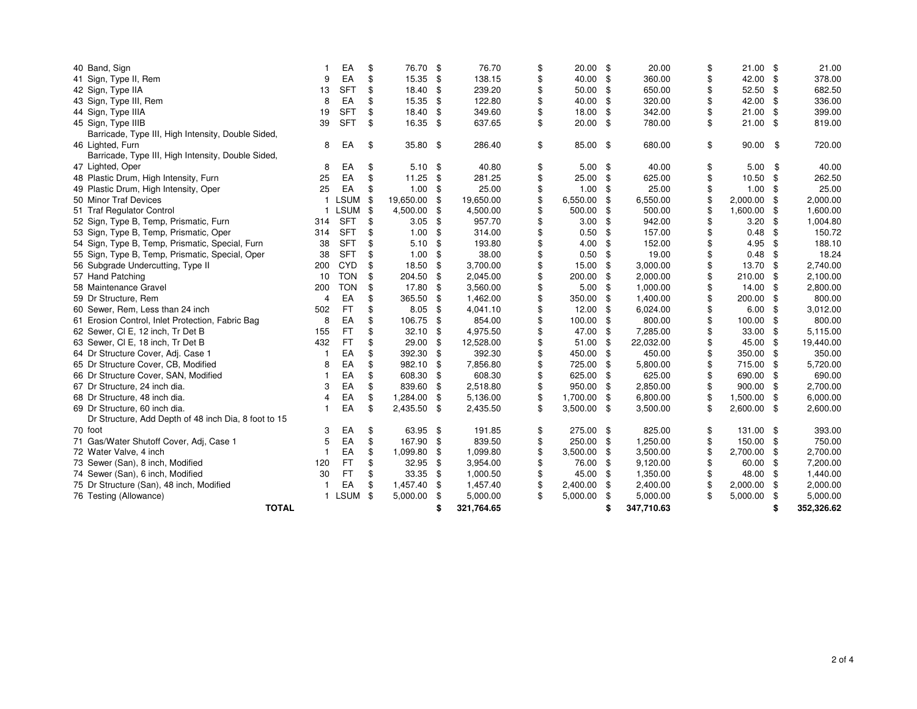| # | Item | Qty | Unit | Unit Price | Amount | Unit Price | Amount | Unit Price | Amount |
|---|---|---|---|---|---|---|---|---|---|
| 40 | Band, Sign | 1 | EA | $ 76.70 | $ 76.70 | $ 20.00 | $ 20.00 | $ 21.00 | $ 21.00 |
| 41 | Sign, Type II, Rem | 9 | EA | $ 15.35 | $ 138.15 | $ 40.00 | $ 360.00 | $ 42.00 | $ 378.00 |
| 42 | Sign, Type IIA | 13 | SFT | $ 18.40 | $ 239.20 | $ 50.00 | $ 650.00 | $ 52.50 | $ 682.50 |
| 43 | Sign, Type III, Rem | 8 | EA | $ 15.35 | $ 122.80 | $ 40.00 | $ 320.00 | $ 42.00 | $ 336.00 |
| 44 | Sign, Type IIIA | 19 | SFT | $ 18.40 | $ 349.60 | $ 18.00 | $ 342.00 | $ 21.00 | $ 399.00 |
| 45 | Sign, Type IIIB | 39 | SFT | $ 16.35 | $ 637.65 | $ 20.00 | $ 780.00 | $ 21.00 | $ 819.00 |
| 46 | Barricade, Type III, High Intensity, Double Sided, Lighted, Furn | 8 | EA | $ 35.80 | $ 286.40 | $ 85.00 | $ 680.00 | $ 90.00 | $ 720.00 |
| 47 | Barricade, Type III, High Intensity, Double Sided, Lighted, Oper | 8 | EA | $ 5.10 | $ 40.80 | $ 5.00 | $ 40.00 | $ 5.00 | $ 40.00 |
| 48 | Plastic Drum, High Intensity, Furn | 25 | EA | $ 11.25 | $ 281.25 | $ 25.00 | $ 625.00 | $ 10.50 | $ 262.50 |
| 49 | Plastic Drum, High Intensity, Oper | 25 | EA | $ 1.00 | $ 25.00 | $ 1.00 | $ 25.00 | $ 1.00 | $ 25.00 |
| 50 | Minor Traf Devices | 1 | LSUM | $ 19,650.00 | $ 19,650.00 | $ 6,550.00 | $ 6,550.00 | $ 2,000.00 | $ 2,000.00 |
| 51 | Traf Regulator Control | 1 | LSUM | $ 4,500.00 | $ 4,500.00 | $ 500.00 | $ 500.00 | $ 1,600.00 | $ 1,600.00 |
| 52 | Sign, Type B, Temp, Prismatic, Furn | 314 | SFT | $ 3.05 | $ 957.70 | $ 3.00 | $ 942.00 | $ 3.20 | $ 1,004.80 |
| 53 | Sign, Type B, Temp, Prismatic, Oper | 314 | SFT | $ 1.00 | $ 314.00 | $ 0.50 | $ 157.00 | $ 0.48 | $ 150.72 |
| 54 | Sign, Type B, Temp, Prismatic, Special, Furn | 38 | SFT | $ 5.10 | $ 193.80 | $ 4.00 | $ 152.00 | $ 4.95 | $ 188.10 |
| 55 | Sign, Type B, Temp, Prismatic, Special, Oper | 38 | SFT | $ 1.00 | $ 38.00 | $ 0.50 | $ 19.00 | $ 0.48 | $ 18.24 |
| 56 | Subgrade Undercutting, Type II | 200 | CYD | $ 18.50 | $ 3,700.00 | $ 15.00 | $ 3,000.00 | $ 13.70 | $ 2,740.00 |
| 57 | Hand Patching | 10 | TON | $ 204.50 | $ 2,045.00 | $ 200.00 | $ 2,000.00 | $ 210.00 | $ 2,100.00 |
| 58 | Maintenance Gravel | 200 | TON | $ 17.80 | $ 3,560.00 | $ 5.00 | $ 1,000.00 | $ 14.00 | $ 2,800.00 |
| 59 | Dr Structure, Rem | 4 | EA | $ 365.50 | $ 1,462.00 | $ 350.00 | $ 1,400.00 | $ 200.00 | $ 800.00 |
| 60 | Sewer, Rem, Less than 24 inch | 502 | FT | $ 8.05 | $ 4,041.10 | $ 12.00 | $ 6,024.00 | $ 6.00 | $ 3,012.00 |
| 61 | Erosion Control, Inlet Protection, Fabric Bag | 8 | EA | $ 106.75 | $ 854.00 | $ 100.00 | $ 800.00 | $ 100.00 | $ 800.00 |
| 62 | Sewer, Cl E, 12 inch, Tr Det B | 155 | FT | $ 32.10 | $ 4,975.50 | $ 47.00 | $ 7,285.00 | $ 33.00 | $ 5,115.00 |
| 63 | Sewer, Cl E, 18 inch, Tr Det B | 432 | FT | $ 29.00 | $ 12,528.00 | $ 51.00 | $ 22,032.00 | $ 45.00 | $ 19,440.00 |
| 64 | Dr Structure Cover, Adj. Case 1 | 1 | EA | $ 392.30 | $ 392.30 | $ 450.00 | $ 450.00 | $ 350.00 | $ 350.00 |
| 65 | Dr Structure Cover, CB, Modified | 8 | EA | $ 982.10 | $ 7,856.80 | $ 725.00 | $ 5,800.00 | $ 715.00 | $ 5,720.00 |
| 66 | Dr Structure Cover, SAN, Modified | 1 | EA | $ 608.30 | $ 608.30 | $ 625.00 | $ 625.00 | $ 690.00 | $ 690.00 |
| 67 | Dr Structure, 24 inch dia. | 3 | EA | $ 839.60 | $ 2,518.80 | $ 950.00 | $ 2,850.00 | $ 900.00 | $ 2,700.00 |
| 68 | Dr Structure, 48 inch dia. | 4 | EA | $ 1,284.00 | $ 5,136.00 | $ 1,700.00 | $ 6,800.00 | $ 1,500.00 | $ 6,000.00 |
| 69 | Dr Structure, 60 inch dia. | 1 | EA | $ 2,435.50 | $ 2,435.50 | $ 3,500.00 | $ 3,500.00 | $ 2,600.00 | $ 2,600.00 |
| 70 | Dr Structure, Add Depth of 48 inch Dia, 8 foot to 15 foot | 3 | EA | $ 63.95 | $ 191.85 | $ 275.00 | $ 825.00 | $ 131.00 | $ 393.00 |
| 71 | Gas/Water Shutoff Cover, Adj, Case 1 | 5 | EA | $ 167.90 | $ 839.50 | $ 250.00 | $ 1,250.00 | $ 150.00 | $ 750.00 |
| 72 | Water Valve, 4 inch | 1 | EA | $ 1,099.80 | $ 1,099.80 | $ 3,500.00 | $ 3,500.00 | $ 2,700.00 | $ 2,700.00 |
| 73 | Sewer (San), 8 inch, Modified | 120 | FT | $ 32.95 | $ 3,954.00 | $ 76.00 | $ 9,120.00 | $ 60.00 | $ 7,200.00 |
| 74 | Sewer (San), 6 inch, Modified | 30 | FT | $ 33.35 | $ 1,000.50 | $ 45.00 | $ 1,350.00 | $ 48.00 | $ 1,440.00 |
| 75 | Dr Structure (San), 48 inch, Modified | 1 | EA | $ 1,457.40 | $ 1,457.40 | $ 2,400.00 | $ 2,400.00 | $ 2,000.00 | $ 2,000.00 |
| 76 | Testing (Allowance) | 1 | LSUM | $ 5,000.00 | $ 5,000.00 | $ 5,000.00 | $ 5,000.00 | $ 5,000.00 | $ 5,000.00 |
| | **TOTAL** | | | | **$ 321,764.65** | | **$ 347,710.63** | | **$ 352,326.62** |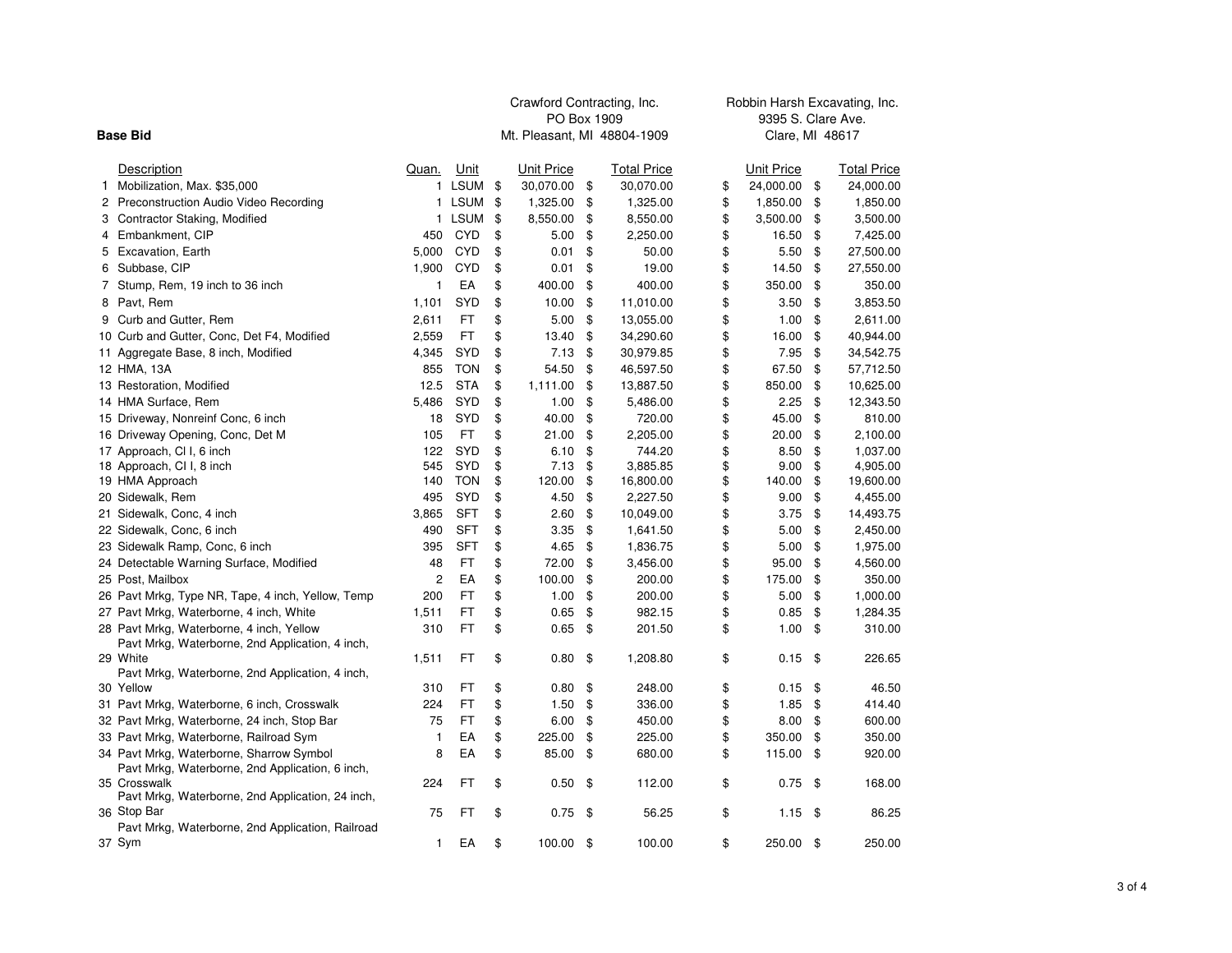**Base Bid**

| | Description | Quan. | Unit | Crawford Contracting, Inc. PO Box 1909 Mt. Pleasant, MI 48804-1909 Unit Price | Total Price | Robbin Harsh Excavating, Inc. 9395 S. Clare Ave. Clare, MI 48617 Unit Price | Total Price |
|---|---|---|---|---|---|---|---|
| 1 | Mobilization, Max. $35,000 | 1 | LSUM | $ 30,070.00 | $ 30,070.00 | $ 24,000.00 | $ 24,000.00 |
| 2 | Preconstruction Audio Video Recording | 1 | LSUM | $ 1,325.00 | $ 1,325.00 | $ 1,850.00 | $ 1,850.00 |
| 3 | Contractor Staking, Modified | 1 | LSUM | $ 8,550.00 | $ 8,550.00 | $ 3,500.00 | $ 3,500.00 |
| 4 | Embankment, CIP | 450 | CYD | $ 5.00 | $ 2,250.00 | $ 16.50 | $ 7,425.00 |
| 5 | Excavation, Earth | 5,000 | CYD | $ 0.01 | $ 50.00 | $ 5.50 | $ 27,500.00 |
| 6 | Subbase, CIP | 1,900 | CYD | $ 0.01 | $ 19.00 | $ 14.50 | $ 27,550.00 |
| 7 | Stump, Rem, 19 inch to 36 inch | 1 | EA | $ 400.00 | $ 400.00 | $ 350.00 | $ 350.00 |
| 8 | Pavt, Rem | 1,101 | SYD | $ 10.00 | $ 11,010.00 | $ 3.50 | $ 3,853.50 |
| 9 | Curb and Gutter, Rem | 2,611 | FT | $ 5.00 | $ 13,055.00 | $ 1.00 | $ 2,611.00 |
| 10 | Curb and Gutter, Conc, Det F4, Modified | 2,559 | FT | $ 13.40 | $ 34,290.60 | $ 16.00 | $ 40,944.00 |
| 11 | Aggregate Base, 8 inch, Modified | 4,345 | SYD | $ 7.13 | $ 30,979.85 | $ 7.95 | $ 34,542.75 |
| 12 | HMA, 13A | 855 | TON | $ 54.50 | $ 46,597.50 | $ 67.50 | $ 57,712.50 |
| 13 | Restoration, Modified | 12.5 | STA | $ 1,111.00 | $ 13,887.50 | $ 850.00 | $ 10,625.00 |
| 14 | HMA Surface, Rem | 5,486 | SYD | $ 1.00 | $ 5,486.00 | $ 2.25 | $ 12,343.50 |
| 15 | Driveway, Nonreinf Conc, 6 inch | 18 | SYD | $ 40.00 | $ 720.00 | $ 45.00 | $ 810.00 |
| 16 | Driveway Opening, Conc, Det M | 105 | FT | $ 21.00 | $ 2,205.00 | $ 20.00 | $ 2,100.00 |
| 17 | Approach, Cl I, 6 inch | 122 | SYD | $ 6.10 | $ 744.20 | $ 8.50 | $ 1,037.00 |
| 18 | Approach, Cl I, 8 inch | 545 | SYD | $ 7.13 | $ 3,885.85 | $ 9.00 | $ 4,905.00 |
| 19 | HMA Approach | 140 | TON | $ 120.00 | $ 16,800.00 | $ 140.00 | $ 19,600.00 |
| 20 | Sidewalk, Rem | 495 | SYD | $ 4.50 | $ 2,227.50 | $ 9.00 | $ 4,455.00 |
| 21 | Sidewalk, Conc, 4 inch | 3,865 | SFT | $ 2.60 | $ 10,049.00 | $ 3.75 | $ 14,493.75 |
| 22 | Sidewalk, Conc, 6 inch | 490 | SFT | $ 3.35 | $ 1,641.50 | $ 5.00 | $ 2,450.00 |
| 23 | Sidewalk Ramp, Conc, 6 inch | 395 | SFT | $ 4.65 | $ 1,836.75 | $ 5.00 | $ 1,975.00 |
| 24 | Detectable Warning Surface, Modified | 48 | FT | $ 72.00 | $ 3,456.00 | $ 95.00 | $ 4,560.00 |
| 25 | Post, Mailbox | 2 | EA | $ 100.00 | $ 200.00 | $ 175.00 | $ 350.00 |
| 26 | Pavt Mrkg, Type NR, Tape, 4 inch, Yellow, Temp | 200 | FT | $ 1.00 | $ 200.00 | $ 5.00 | $ 1,000.00 |
| 27 | Pavt Mrkg, Waterborne, 4 inch, White | 1,511 | FT | $ 0.65 | $ 982.15 | $ 0.85 | $ 1,284.35 |
| 28 | Pavt Mrkg, Waterborne, 4 inch, Yellow | 310 | FT | $ 0.65 | $ 201.50 | $ 1.00 | $ 310.00 |
| 29 | Pavt Mrkg, Waterborne, 2nd Application, 4 inch, White | 1,511 | FT | $ 0.80 | $ 1,208.80 | $ 0.15 | $ 226.65 |
| 30 | Pavt Mrkg, Waterborne, 2nd Application, 4 inch, Yellow | 310 | FT | $ 0.80 | $ 248.00 | $ 0.15 | $ 46.50 |
| 31 | Pavt Mrkg, Waterborne, 6 inch, Crosswalk | 224 | FT | $ 1.50 | $ 336.00 | $ 1.85 | $ 414.40 |
| 32 | Pavt Mrkg, Waterborne, 24 inch, Stop Bar | 75 | FT | $ 6.00 | $ 450.00 | $ 8.00 | $ 600.00 |
| 33 | Pavt Mrkg, Waterborne, Railroad Sym | 1 | EA | $ 225.00 | $ 225.00 | $ 350.00 | $ 350.00 |
| 34 | Pavt Mrkg, Waterborne, Sharrow Symbol | 8 | EA | $ 85.00 | $ 680.00 | $ 115.00 | $ 920.00 |
| 35 | Pavt Mrkg, Waterborne, 2nd Application, 6 inch, Crosswalk | 224 | FT | $ 0.50 | $ 112.00 | $ 0.75 | $ 168.00 |
| 36 | Pavt Mrkg, Waterborne, 2nd Application, 24 inch, Stop Bar | 75 | FT | $ 0.75 | $ 56.25 | $ 1.15 | $ 86.25 |
| 37 | Pavt Mrkg, Waterborne, 2nd Application, Railroad Sym | 1 | EA | $ 100.00 | $ 100.00 | $ 250.00 | $ 250.00 |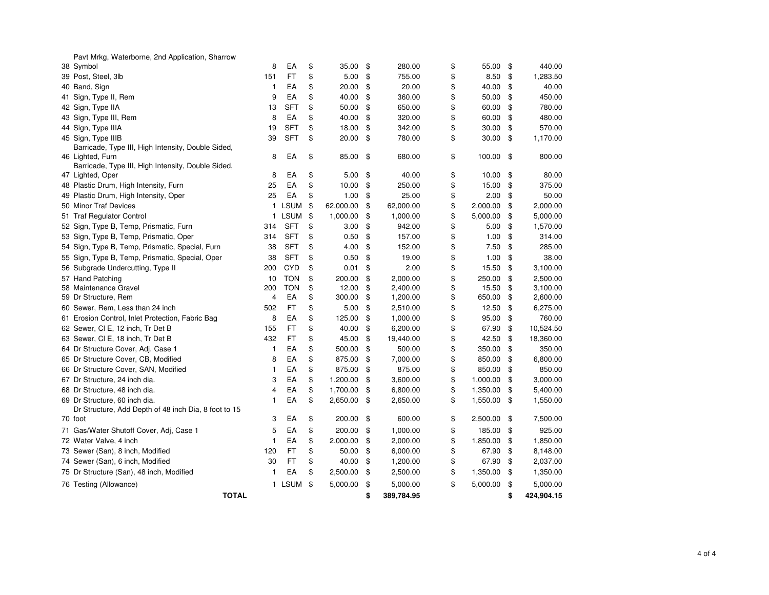| | | | | | | |
|---|---|---|---|---|---|---|
| 38 | Pavt Mrkg, Waterborne, 2nd Application, Sharrow Symbol | 8 | EA | $ 35.00 | $ 280.00 | $ 55.00 | $ 440.00 |
| 39 | Post, Steel, 3lb | 151 | FT | $ 5.00 | $ 755.00 | $ 8.50 | $ 1,283.50 |
| 40 | Band, Sign | 1 | EA | $ 20.00 | $ 20.00 | $ 40.00 | $ 40.00 |
| 41 | Sign, Type II, Rem | 9 | EA | $ 40.00 | $ 360.00 | $ 50.00 | $ 450.00 |
| 42 | Sign, Type IIA | 13 | SFT | $ 50.00 | $ 650.00 | $ 60.00 | $ 780.00 |
| 43 | Sign, Type III, Rem | 8 | EA | $ 40.00 | $ 320.00 | $ 60.00 | $ 480.00 |
| 44 | Sign, Type IIIA | 19 | SFT | $ 18.00 | $ 342.00 | $ 30.00 | $ 570.00 |
| 45 | Sign, Type IIIB | 39 | SFT | $ 20.00 | $ 780.00 | $ 30.00 | $ 1,170.00 |
| 46 | Barricade, Type III, High Intensity, Double Sided, Lighted, Furn | 8 | EA | $ 85.00 | $ 680.00 | $ 100.00 | $ 800.00 |
| 47 | Barricade, Type III, High Intensity, Double Sided, Lighted, Oper | 8 | EA | $ 5.00 | $ 40.00 | $ 10.00 | $ 80.00 |
| 48 | Plastic Drum, High Intensity, Furn | 25 | EA | $ 10.00 | $ 250.00 | $ 15.00 | $ 375.00 |
| 49 | Plastic Drum, High Intensity, Oper | 25 | EA | $ 1.00 | $ 25.00 | $ 2.00 | $ 50.00 |
| 50 | Minor Traf Devices | 1 | LSUM | $ 62,000.00 | $ 62,000.00 | $ 2,000.00 | $ 2,000.00 |
| 51 | Traf Regulator Control | 1 | LSUM | $ 1,000.00 | $ 1,000.00 | $ 5,000.00 | $ 5,000.00 |
| 52 | Sign, Type B, Temp, Prismatic, Furn | 314 | SFT | $ 3.00 | $ 942.00 | $ 5.00 | $ 1,570.00 |
| 53 | Sign, Type B, Temp, Prismatic, Oper | 314 | SFT | $ 0.50 | $ 157.00 | $ 1.00 | $ 314.00 |
| 54 | Sign, Type B, Temp, Prismatic, Special, Furn | 38 | SFT | $ 4.00 | $ 152.00 | $ 7.50 | $ 285.00 |
| 55 | Sign, Type B, Temp, Prismatic, Special, Oper | 38 | SFT | $ 0.50 | $ 19.00 | $ 1.00 | $ 38.00 |
| 56 | Subgrade Undercutting, Type II | 200 | CYD | $ 0.01 | $ 2.00 | $ 15.50 | $ 3,100.00 |
| 57 | Hand Patching | 10 | TON | $ 200.00 | $ 2,000.00 | $ 250.00 | $ 2,500.00 |
| 58 | Maintenance Gravel | 200 | TON | $ 12.00 | $ 2,400.00 | $ 15.50 | $ 3,100.00 |
| 59 | Dr Structure, Rem | 4 | EA | $ 300.00 | $ 1,200.00 | $ 650.00 | $ 2,600.00 |
| 60 | Sewer, Rem, Less than 24 inch | 502 | FT | $ 5.00 | $ 2,510.00 | $ 12.50 | $ 6,275.00 |
| 61 | Erosion Control, Inlet Protection, Fabric Bag | 8 | EA | $ 125.00 | $ 1,000.00 | $ 95.00 | $ 760.00 |
| 62 | Sewer, Cl E, 12 inch, Tr Det B | 155 | FT | $ 40.00 | $ 6,200.00 | $ 67.90 | $ 10,524.50 |
| 63 | Sewer, Cl E, 18 inch, Tr Det B | 432 | FT | $ 45.00 | $ 19,440.00 | $ 42.50 | $ 18,360.00 |
| 64 | Dr Structure Cover, Adj. Case 1 | 1 | EA | $ 500.00 | $ 500.00 | $ 350.00 | $ 350.00 |
| 65 | Dr Structure Cover, CB, Modified | 8 | EA | $ 875.00 | $ 7,000.00 | $ 850.00 | $ 6,800.00 |
| 66 | Dr Structure Cover, SAN, Modified | 1 | EA | $ 875.00 | $ 875.00 | $ 850.00 | $ 850.00 |
| 67 | Dr Structure, 24 inch dia. | 3 | EA | $ 1,200.00 | $ 3,600.00 | $ 1,000.00 | $ 3,000.00 |
| 68 | Dr Structure, 48 inch dia. | 4 | EA | $ 1,700.00 | $ 6,800.00 | $ 1,350.00 | $ 5,400.00 |
| 69 | Dr Structure, 60 inch dia. | 1 | EA | $ 2,650.00 | $ 2,650.00 | $ 1,550.00 | $ 1,550.00 |
| 70 | Dr Structure, Add Depth of 48 inch Dia, 8 foot to 15 foot | 3 | EA | $ 200.00 | $ 600.00 | $ 2,500.00 | $ 7,500.00 |
| 71 | Gas/Water Shutoff Cover, Adj, Case 1 | 5 | EA | $ 200.00 | $ 1,000.00 | $ 185.00 | $ 925.00 |
| 72 | Water Valve, 4 inch | 1 | EA | $ 2,000.00 | $ 2,000.00 | $ 1,850.00 | $ 1,850.00 |
| 73 | Sewer (San), 8 inch, Modified | 120 | FT | $ 50.00 | $ 6,000.00 | $ 67.90 | $ 8,148.00 |
| 74 | Sewer (San), 6 inch, Modified | 30 | FT | $ 40.00 | $ 1,200.00 | $ 67.90 | $ 2,037.00 |
| 75 | Dr Structure (San), 48 inch, Modified | 1 | EA | $ 2,500.00 | $ 2,500.00 | $ 1,350.00 | $ 1,350.00 |
| 76 | Testing (Allowance) | 1 | LSUM | $ 5,000.00 | $ 5,000.00 | $ 5,000.00 | $ 5,000.00 |
| | **TOTAL** | | | | **$ 389,784.95** | | **$ 424,904.15** |